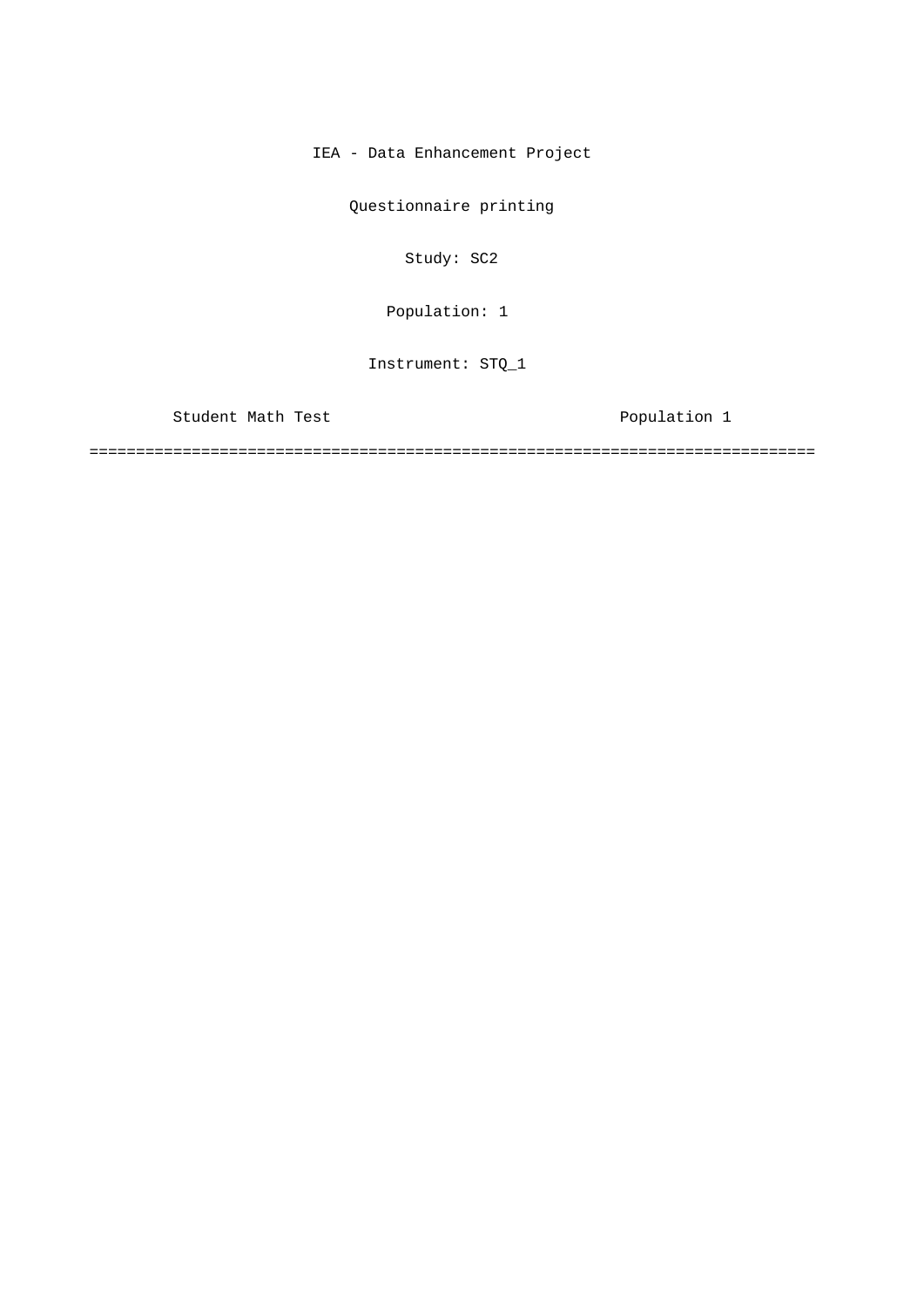IEA - Data Enhancement Project

Questionnaire printing

Study: SC2

Population: 1

Instrument: STQ_1

Student Math Test                                   Population 1

===============================================================================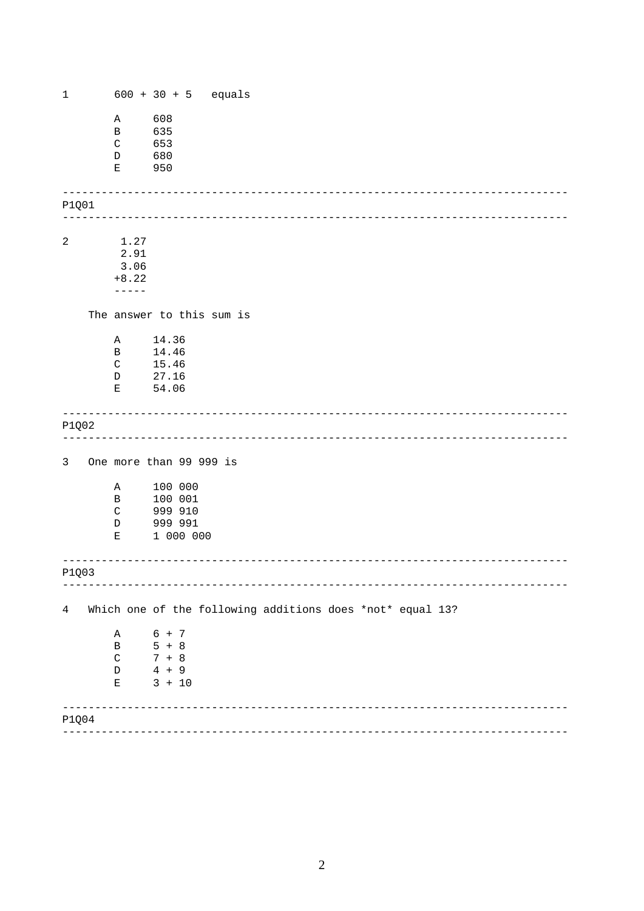1 $600 + 30 + 5$ equals

- A 608
- B 635
- C 653
- D 680
- E 950

---

P1Q01

---

2

```
 1.27
 2.91
 3.06
+8.22
-----
```

The answer to this sum is

- A 14.36
- B 14.46
- C 15.46
- D 27.16
- E 54.06

---

P1Q02

---

3 One more than 99 999 is

- A 100 000
- B 100 001
- C 999 910
- D 999 991
- E 1 000 000

---

P1Q03

---

4 Which one of the following additions does *not* equal 13?

- A $6 + 7$
- B $5 + 8$
- C $7 + 8$
- D $4 + 9$
- E $3 + 10$

---

P1Q04

---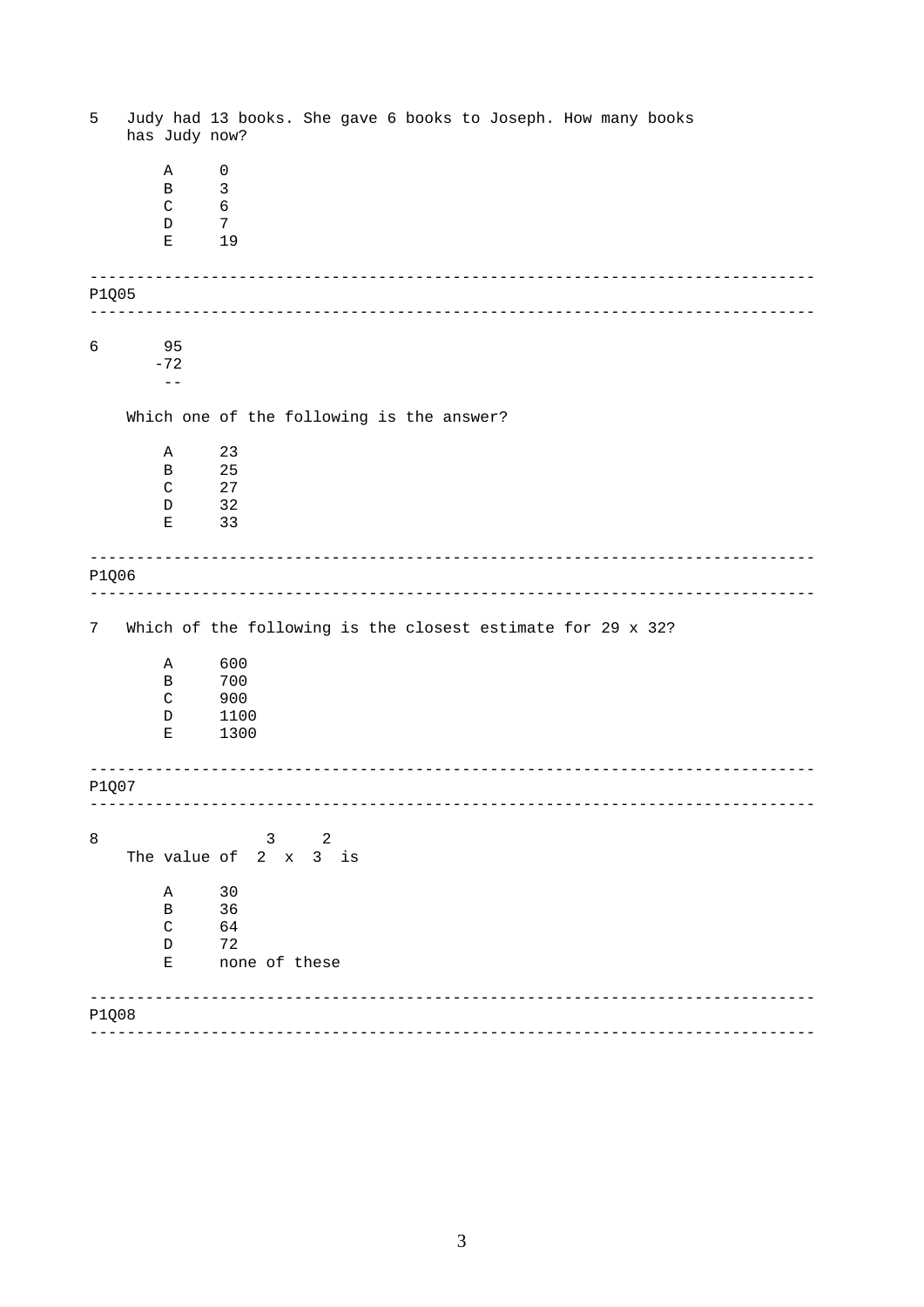5 Judy had 13 books. She gave 6 books to Joseph. How many books has Judy now?

- A 0
- B 3
- C 6
- D 7
- E 19

---

P1Q05

---

6

$$\begin{array}{r} 95 \\ -72 \\ \hline \end{array}$$

Which one of the following is the answer?

- A 23
- B 25
- C 27
- D 32
- E 33

---

P1Q06

---

7 Which of the following is the closest estimate for 29 x 32?

- A 600
- B 700
- C 900
- D 1100
- E 1300

---

P1Q07

---

8 The value of $2^3 \times 3^2$ is

- A 30
- B 36
- C 64
- D 72
- E none of these

---

P1Q08

---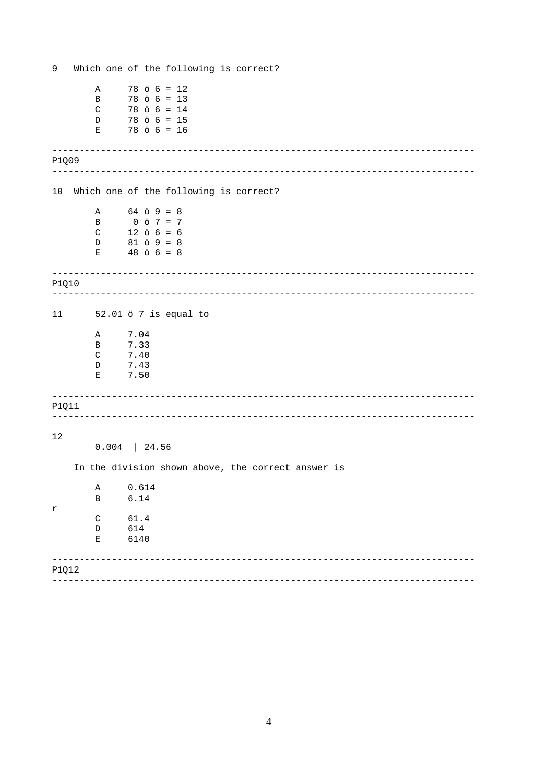9 Which one of the following is correct?

- A $78 ö 6 = 12$
- B $78 ö 6 = 13$
- C $78 ö 6 = 14$
- D $78 ö 6 = 15$
- E $78 ö 6 = 16$

---

P1Q09

---

10 Which one of the following is correct?

- A $64 ö 9 = 8$
- B $0 ö 7 = 7$
- C $12 ö 6 = 6$
- D $81 ö 9 = 8$
- E $48 ö 6 = 8$

---

P1Q10

---

11 52.01 ö 7 is equal to

- A 7.04
- B 7.33
- C 7.40
- D 7.43
- E 7.50

---

P1Q11

---

12

```
       ________
0.004 | 24.56
```

In the division shown above, the correct answer is

- A 0.614
- B 6.14

r

- C 61.4
- D 614
- E 6140

---

P1Q12

---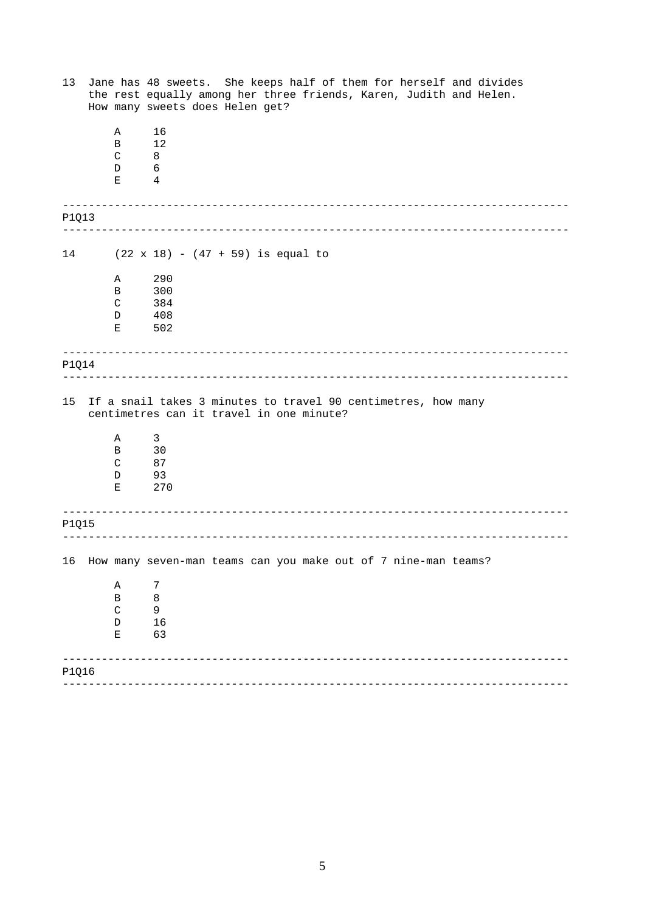13 Jane has 48 sweets. She keeps half of them for herself and divides the rest equally among her three friends, Karen, Judith and Helen. How many sweets does Helen get?

- A 16
- B 12
- C 8
- D 6
- E 4

---

P1Q13

---

14 $(22 \times 18) - (47 + 59)$ is equal to

- A 290
- B 300
- C 384
- D 408
- E 502

---

P1Q14

---

15 If a snail takes 3 minutes to travel 90 centimetres, how many centimetres can it travel in one minute?

- A 3
- B 30
- C 87
- D 93
- E 270

---

P1Q15

---

16 How many seven-man teams can you make out of 7 nine-man teams?

- A 7
- B 8
- C 9
- D 16
- E 63

---

P1Q16

---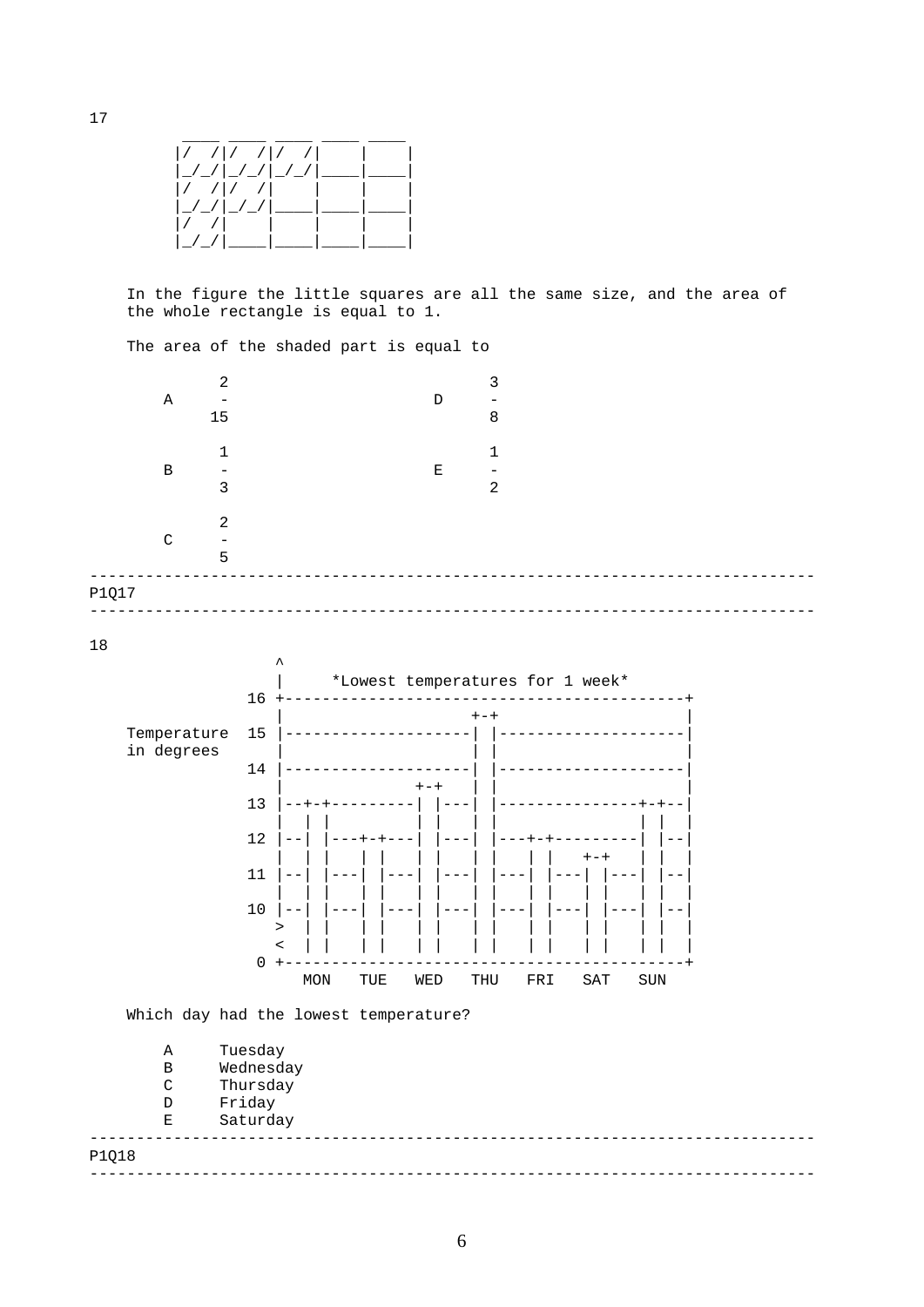17

```
 ____ ____ ____ ____ ____
|/  /|/  /|/  /|    |    |
|_/_/|_/_/|_/_/|____|____|
|/  /|/  /|    |    |    |
|_/_/|_/_/|____|____|____|
|/  /|    |    |    |    |
|_/_/|____|____|____|____|
```

In the figure the little squares are all the same size, and the area of the whole rectangle is equal to 1.

The area of the shaded part is equal to

A $\frac{2}{15}$

B $\frac{1}{3}$

C $\frac{2}{5}$

D $\frac{3}{8}$

E $\frac{1}{2}$

P1Q17

18

```
                 ^
                 |     *Lowest temperatures for 1 week*
              16 +------------------------------------------+
                 |                    +-+                   |
 Temperature  15 |--------------------| |-------------------|
 in degrees      |                    | |                   |
              14 |--------------------| |-------------------|
                 |              +-+   | |                   |
              13 |--+-+---------| |---| |---------------+-+--|
                 |  | |         | |   | |               | |  |
              12 |--| |---+-+---| |---| |---+-+---------| |--|
                 |  | |   | |   | |   | |   | |   +-+   | |  |
              11 |--| |---| |---| |---| |---| |---| |---| |--|
                 |  | |   | |   | |   | |   | |   | |   | |  |
              10 |--| |---| |---| |---| |---| |---| |---| |--|
                 >  | |   | |   | |   | |   | |   | |   | |  |
                 <  | |   | |   | |   | |   | |   | |   | |  |
               0 +------------------------------------------+
                   MON   TUE   WED   THU   FRI   SAT   SUN
```

Which day had the lowest temperature?

A Tuesday
B Wednesday
C Thursday
D Friday
E Saturday

P1Q18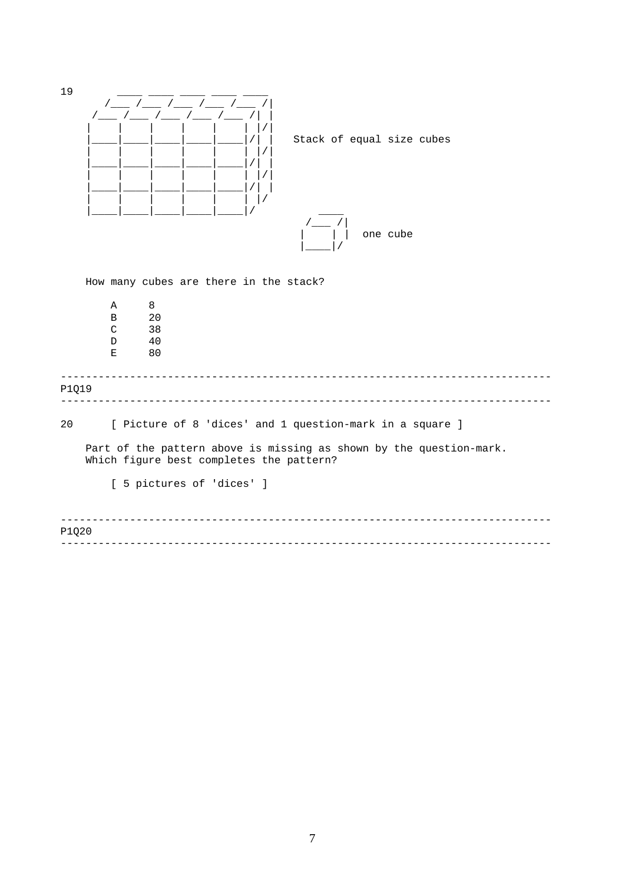19

```
          ____ ____ ____ ____ ____
        /___ /___ /___ /___ /___ /|
      /___ /___ /___ /___ /___ /| |
     |    |    |    |    |    | |/|
     |____|____|____|____|____|/| |   Stack of equal size cubes
     |    |    |    |    |    | |/|
     |____|____|____|____|____|/| |
     |    |    |    |    |    | |/|
     |____|____|____|____|____|/| |
     |    |    |    |    |    | |/
     |____|____|____|____|____|/
                                          ____
                                        /___ /|
                                       |    | |  one cube
                                       |____|/
```

How many cubes are there in the stack?

A 8
B 20
C 38
D 40
E 80

---

P1Q19

---

20 [ Picture of 8 'dices' and 1 question-mark in a square ]

Part of the pattern above is missing as shown by the question-mark.
Which figure best completes the pattern?

[ 5 pictures of 'dices' ]

---

P1Q20

---